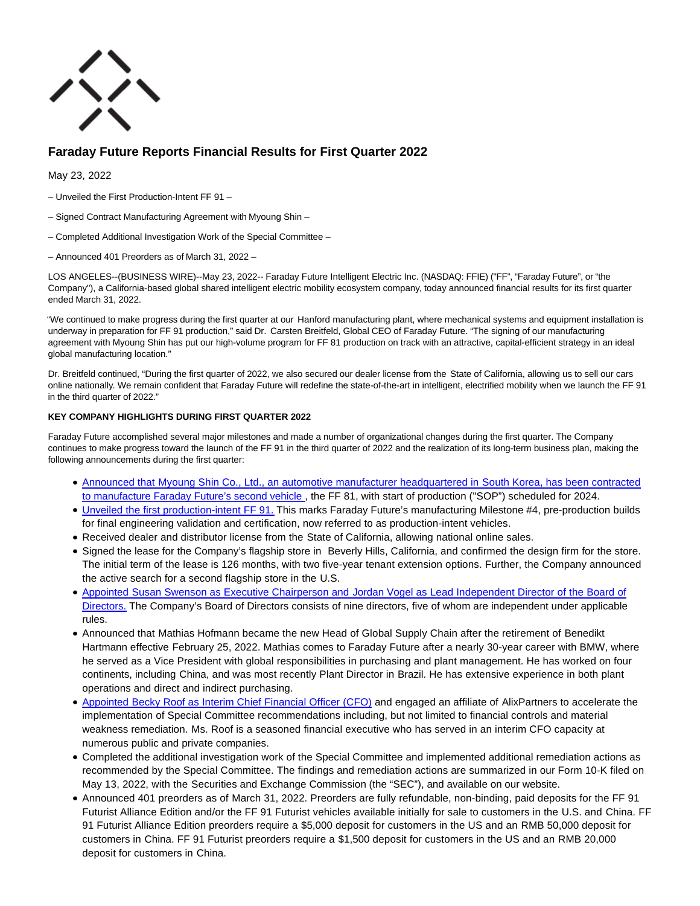# Faraday Future Reports Financial Results for First Quarter 2022

May 23, 2022

– Unveiled the First Production-Intent FF 91 –

– Signed Contract Manufacturing Agreement with Myoung Shin –

– Completed Additional Investigation Work of the Special Committee –

– Announced 401 Preorders as of March 31, 2022 –

LOS ANGELES--(BUSINESS WIRE)--May 23, 2022-- Faraday Future Intelligent Electric Inc. (NASDAQ: FFIE) ("FF", "Faraday Future", or "the Company"), a California-based global shared intelligent electric mobility ecosystem company, today announced financial results for its first quarter ended March 31, 2022.

"We continued to make progress during the first quarter at our Hanford manufacturing plant, where mechanical systems and equipment installation is underway in preparation for FF 91 production," said Dr. Carsten Breitfeld, Global CEO of Faraday Future. "The signing of our manufacturing agreement with Myoung Shin has put our high-volume program for FF 81 production on track with an attractive, capital-efficient strategy in an ideal global manufacturing location."

Dr. Breitfeld continued, "During the first quarter of 2022, we also secured our dealer license from the State of California, allowing us to sell our cars online nationally. We remain confident that Faraday Future will redefine the state-of-the-art in intelligent, electrified mobility when we launch the FF 91 in the third quarter of 2022."

**KEY COMPANY HIGHLIGHTS DURING FIRST QUARTER 2022**

Faraday Future accomplished several major milestones and made a number of organizational changes during the first quarter. The Company continues to make progress toward the launch of the FF 91 in the third quarter of 2022 and the realization of its long-term business plan, making the following announcements during the first quarter:

- Announced that Myoung Shin Co., Ltd., an automotive manufacturer headquartered in South Korea, has been contracted to manufacture Faraday Future's second vehicle , the FF 81, with start of production ("SOP") scheduled for 2024.
- Unveiled the first production-intent FF 91. This marks Faraday Future's manufacturing Milestone #4, pre-production builds for final engineering validation and certification, now referred to as production-intent vehicles.
- Received dealer and distributor license from the State of California, allowing national online sales.
- Signed the lease for the Company's flagship store in Beverly Hills, California, and confirmed the design firm for the store. The initial term of the lease is 126 months, with two five-year tenant extension options. Further, the Company announced the active search for a second flagship store in the U.S.
- Appointed Susan Swenson as Executive Chairperson and Jordan Vogel as Lead Independent Director of the Board of Directors. The Company's Board of Directors consists of nine directors, five of whom are independent under applicable rules.
- Announced that Mathias Hofmann became the new Head of Global Supply Chain after the retirement of Benedikt Hartmann effective February 25, 2022. Mathias comes to Faraday Future after a nearly 30-year career with BMW, where he served as a Vice President with global responsibilities in purchasing and plant management. He has worked on four continents, including China, and was most recently Plant Director in Brazil. He has extensive experience in both plant operations and direct and indirect purchasing.
- Appointed Becky Roof as Interim Chief Financial Officer (CFO) and engaged an affiliate of AlixPartners to accelerate the implementation of Special Committee recommendations including, but not limited to financial controls and material weakness remediation. Ms. Roof is a seasoned financial executive who has served in an interim CFO capacity at numerous public and private companies.
- Completed the additional investigation work of the Special Committee and implemented additional remediation actions as recommended by the Special Committee. The findings and remediation actions are summarized in our Form 10-K filed on May 13, 2022, with the Securities and Exchange Commission (the "SEC"), and available on our website.
- Announced 401 preorders as of March 31, 2022. Preorders are fully refundable, non-binding, paid deposits for the FF 91 Futurist Alliance Edition and/or the FF 91 Futurist vehicles available initially for sale to customers in the U.S. and China. FF 91 Futurist Alliance Edition preorders require a $5,000 deposit for customers in the US and an RMB 50,000 deposit for customers in China. FF 91 Futurist preorders require a $1,500 deposit for customers in the US and an RMB 20,000 deposit for customers in China.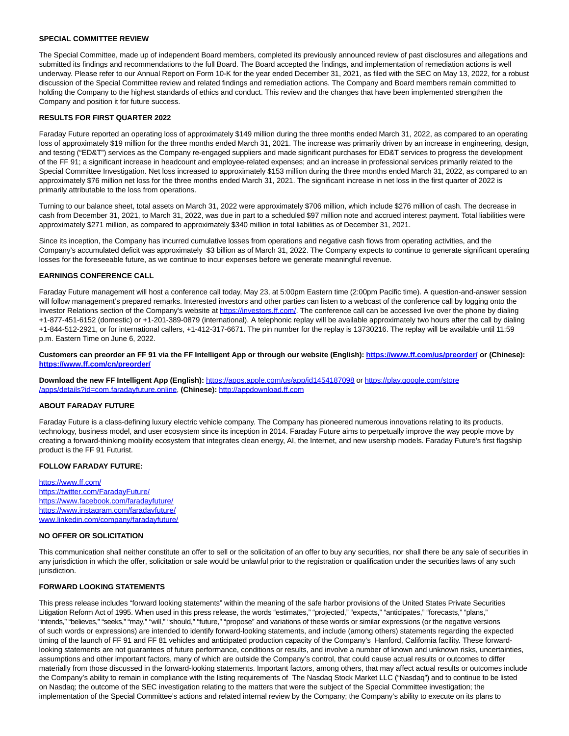**SPECIAL COMMITTEE REVIEW**

The Special Committee, made up of independent Board members, completed its previously announced review of past disclosures and allegations and submitted its findings and recommendations to the full Board. The Board accepted the findings, and implementation of remediation actions is well underway. Please refer to our Annual Report on Form 10-K for the year ended December 31, 2021, as filed with the SEC on May 13, 2022, for a robust discussion of the Special Committee review and related findings and remediation actions. The Company and Board members remain committed to holding the Company to the highest standards of ethics and conduct. This review and the changes that have been implemented strengthen the Company and position it for future success.

**RESULTS FOR FIRST QUARTER 2022**

Faraday Future reported an operating loss of approximately $149 million during the three months ended March 31, 2022, as compared to an operating loss of approximately $19 million for the three months ended March 31, 2021. The increase was primarily driven by an increase in engineering, design, and testing ("ED&T") services as the Company re-engaged suppliers and made significant purchases for ED&T services to progress the development of the FF 91; a significant increase in headcount and employee-related expenses; and an increase in professional services primarily related to the Special Committee Investigation. Net loss increased to approximately $153 million during the three months ended March 31, 2022, as compared to an approximately $76 million net loss for the three months ended March 31, 2021. The significant increase in net loss in the first quarter of 2022 is primarily attributable to the loss from operations.

Turning to our balance sheet, total assets on March 31, 2022 were approximately $706 million, which include $276 million of cash. The decrease in cash from December 31, 2021, to March 31, 2022, was due in part to a scheduled $97 million note and accrued interest payment. Total liabilities were approximately $271 million, as compared to approximately $340 million in total liabilities as of December 31, 2021.

Since its inception, the Company has incurred cumulative losses from operations and negative cash flows from operating activities, and the Company's accumulated deficit was approximately $3 billion as of March 31, 2022. The Company expects to continue to generate significant operating losses for the foreseeable future, as we continue to incur expenses before we generate meaningful revenue.

**EARNINGS CONFERENCE CALL**

Faraday Future management will host a conference call today, May 23, at 5:00pm Eastern time (2:00pm Pacific time). A question-and-answer session will follow management's prepared remarks. Interested investors and other parties can listen to a webcast of the conference call by logging onto the Investor Relations section of the Company's website at https://investors.ff.com/. The conference call can be accessed live over the phone by dialing +1-877-451-6152 (domestic) or +1-201-389-0879 (international). A telephonic replay will be available approximately two hours after the call by dialing +1-844-512-2921, or for international callers, +1-412-317-6671. The pin number for the replay is 13730216. The replay will be available until 11:59 p.m. Eastern Time on June 6, 2022.

**Customers can preorder an FF 91 via the FF Intelligent App or through our website (English): https://www.ff.com/us/preorder/ or (Chinese): https://www.ff.com/cn/preorder/**

**Download the new FF Intelligent App (English):** https://apps.apple.com/us/app/id1454187098 or https://play.google.com/store/apps/details?id=com.faradayfuture.online, **(Chinese):** http://appdownload.ff.com

**ABOUT FARADAY FUTURE**

Faraday Future is a class-defining luxury electric vehicle company. The Company has pioneered numerous innovations relating to its products, technology, business model, and user ecosystem since its inception in 2014. Faraday Future aims to perpetually improve the way people move by creating a forward-thinking mobility ecosystem that integrates clean energy, AI, the Internet, and new usership models. Faraday Future's first flagship product is the FF 91 Futurist.

**FOLLOW FARADAY FUTURE:**

https://www.ff.com/
https://twitter.com/FaradayFuture/
https://www.facebook.com/faradayfuture/
https://www.instagram.com/faradayfuture/
www.linkedin.com/company/faradayfuture/

**NO OFFER OR SOLICITATION**

This communication shall neither constitute an offer to sell or the solicitation of an offer to buy any securities, nor shall there be any sale of securities in any jurisdiction in which the offer, solicitation or sale would be unlawful prior to the registration or qualification under the securities laws of any such jurisdiction.

**FORWARD LOOKING STATEMENTS**

This press release includes "forward looking statements" within the meaning of the safe harbor provisions of the United States Private Securities Litigation Reform Act of 1995. When used in this press release, the words "estimates," "projected," "expects," "anticipates," "forecasts," "plans," "intends," "believes," "seeks," "may," "will," "should," "future," "propose" and variations of these words or similar expressions (or the negative versions of such words or expressions) are intended to identify forward-looking statements, and include (among others) statements regarding the expected timing of the launch of FF 91 and FF 81 vehicles and anticipated production capacity of the Company's Hanford, California facility. These forward-looking statements are not guarantees of future performance, conditions or results, and involve a number of known and unknown risks, uncertainties, assumptions and other important factors, many of which are outside the Company's control, that could cause actual results or outcomes to differ materially from those discussed in the forward-looking statements. Important factors, among others, that may affect actual results or outcomes include the Company's ability to remain in compliance with the listing requirements of The Nasdaq Stock Market LLC ("Nasdaq") and to continue to be listed on Nasdaq; the outcome of the SEC investigation relating to the matters that were the subject of the Special Committee investigation; the implementation of the Special Committee's actions and related internal review by the Company; the Company's ability to execute on its plans to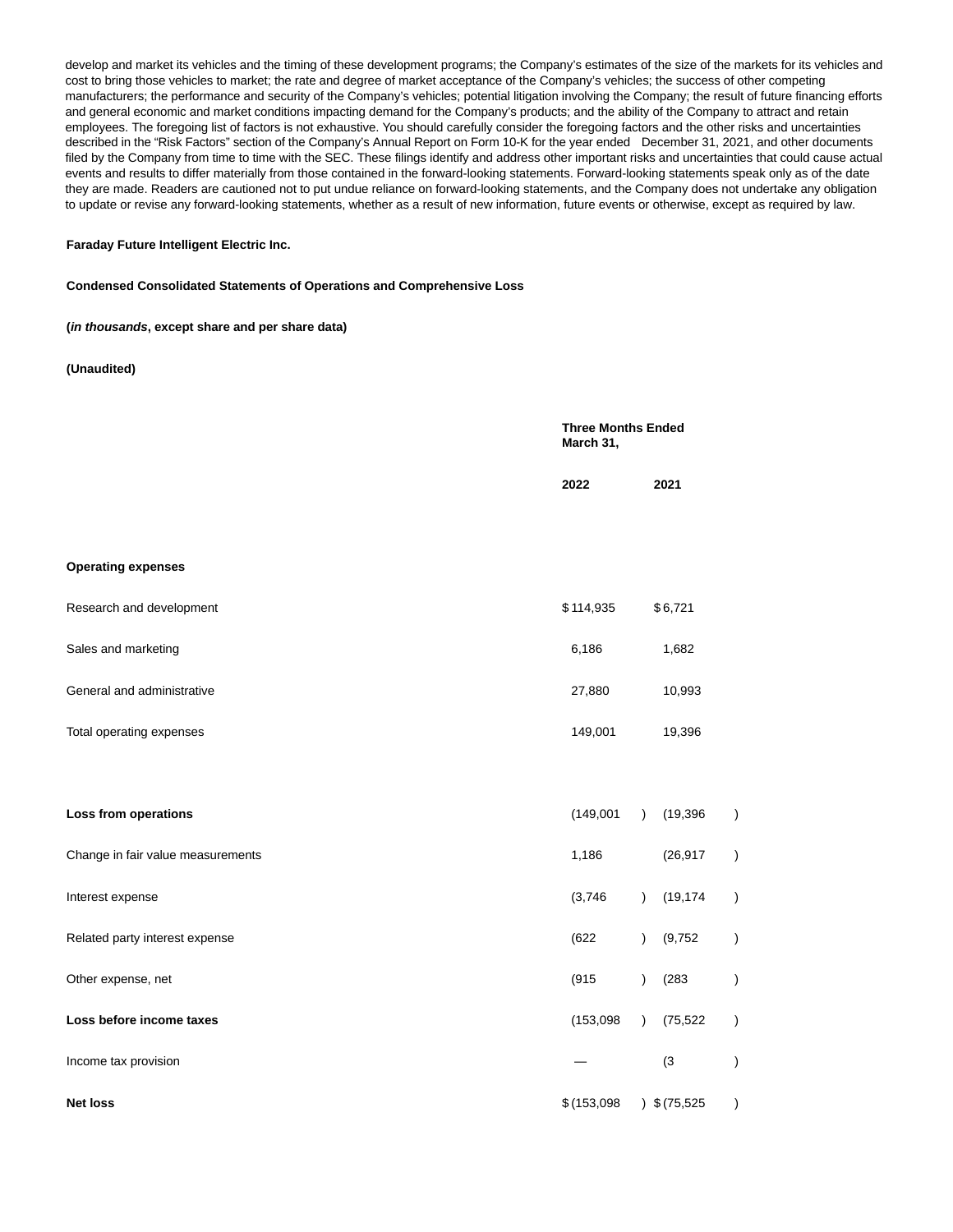develop and market its vehicles and the timing of these development programs; the Company's estimates of the size of the markets for its vehicles and cost to bring those vehicles to market; the rate and degree of market acceptance of the Company's vehicles; the success of other competing manufacturers; the performance and security of the Company's vehicles; potential litigation involving the Company; the result of future financing efforts and general economic and market conditions impacting demand for the Company's products; and the ability of the Company to attract and retain employees. The foregoing list of factors is not exhaustive. You should carefully consider the foregoing factors and the other risks and uncertainties described in the "Risk Factors" section of the Company's Annual Report on Form 10-K for the year ended December 31, 2021, and other documents filed by the Company from time to time with the SEC. These filings identify and address other important risks and uncertainties that could cause actual events and results to differ materially from those contained in the forward-looking statements. Forward-looking statements speak only as of the date they are made. Readers are cautioned not to put undue reliance on forward-looking statements, and the Company does not undertake any obligation to update or revise any forward-looking statements, whether as a result of new information, future events or otherwise, except as required by law.

**Faraday Future Intelligent Electric Inc.**

**Condensed Consolidated Statements of Operations and Comprehensive Loss**

**(*in thousands*, except share and per share data)**

**(Unaudited)**

| | Three Months Ended March 31, | |
|---|---|---|
| | **2022** | **2021** |
| **Operating expenses** | | |
| Research and development | $ 114,935 | $ 6,721 |
| Sales and marketing | 6,186 | 1,682 |
| General and administrative | 27,880 | 10,993 |
| Total operating expenses | 149,001 | 19,396 |
| **Loss from operations** | (149,001) | (19,396) |
| Change in fair value measurements | 1,186 | (26,917) |
| Interest expense | (3,746) | (19,174) |
| Related party interest expense | (622) | (9,752) |
| Other expense, net | (915) | (283) |
| **Loss before income taxes** | (153,098) | (75,522) |
| Income tax provision | — | (3) |
| **Net loss** | $ (153,098) | $ (75,525) |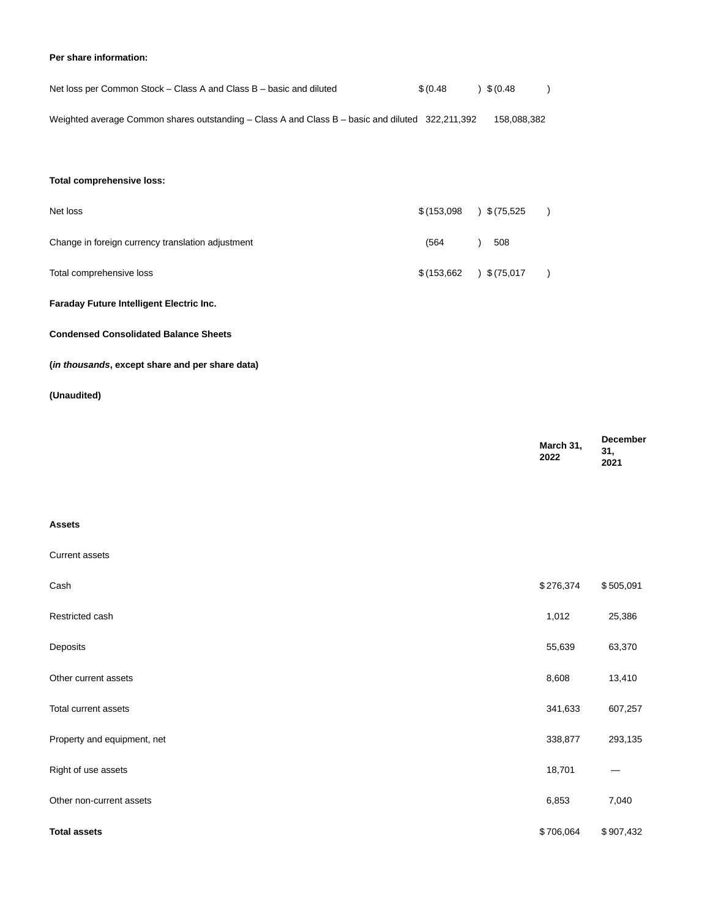**Per share information:**

| | | |
|---|---|---|
| Net loss per Common Stock – Class A and Class B – basic and diluted | $ (0.48 ) | $ (0.48 ) |
| Weighted average Common shares outstanding – Class A and Class B – basic and diluted | 322,211,392 | 158,088,382 |

**Total comprehensive loss:**

| | | |
|---|---|---|
| Net loss | $ (153,098 ) | $ (75,525 ) |
| Change in foreign currency translation adjustment | (564 ) | 508 |
| Total comprehensive loss | $ (153,662 ) | $ (75,017 ) |

**Faraday Future Intelligent Electric Inc.**

**Condensed Consolidated Balance Sheets**

**(*in thousands*, except share and per share data)**

**(Unaudited)**

| | **March 31, 2022** | **December 31, 2021** |
|---|---|---|
| **Assets** | | |
| Current assets | | |
| Cash | $ 276,374 | $ 505,091 |
| Restricted cash | 1,012 | 25,386 |
| Deposits | 55,639 | 63,370 |
| Other current assets | 8,608 | 13,410 |
| Total current assets | 341,633 | 607,257 |
| Property and equipment, net | 338,877 | 293,135 |
| Right of use assets | 18,701 | — |
| Other non-current assets | 6,853 | 7,040 |
| **Total assets** | $ 706,064 | $ 907,432 |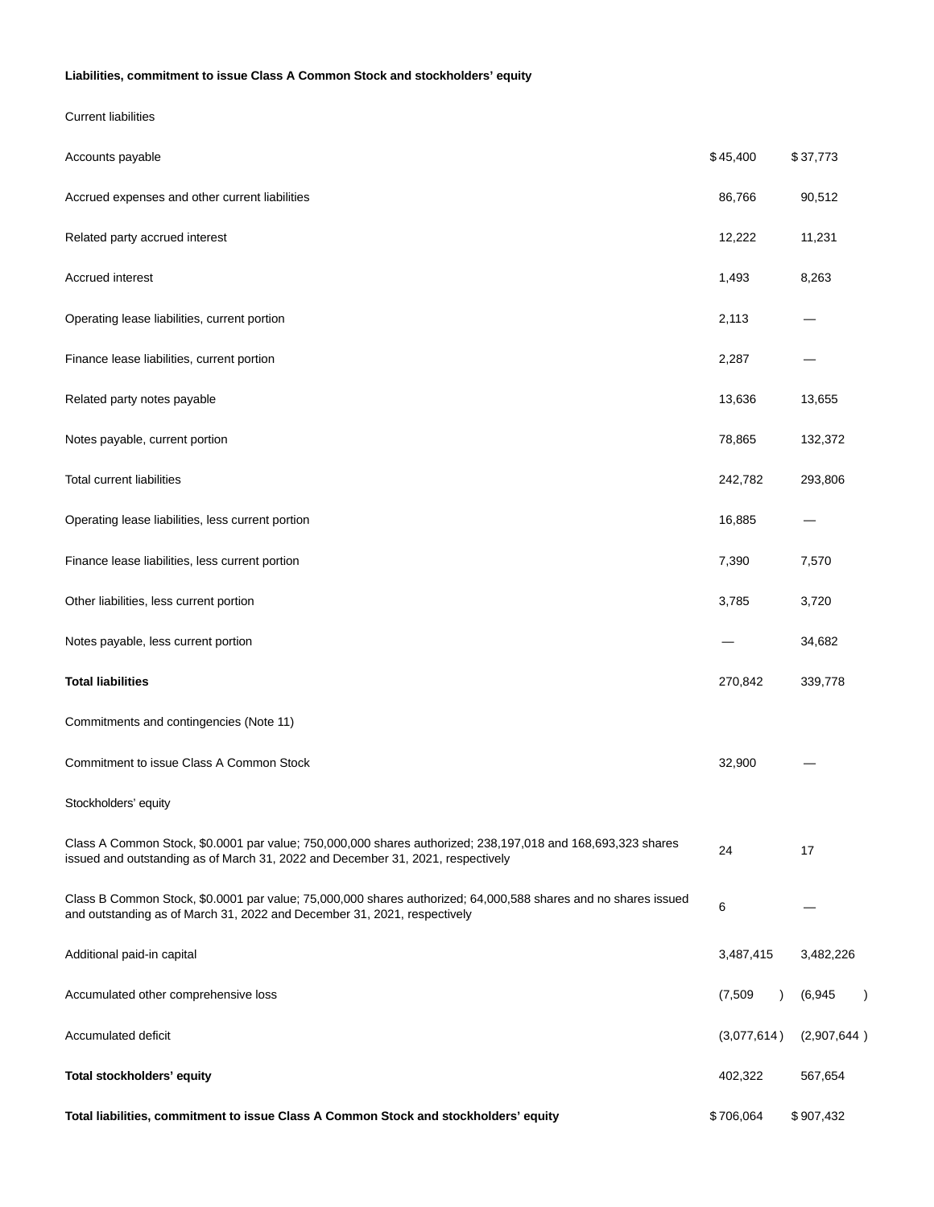| **Liabilities, commitment to issue Class A Common Stock and stockholders' equity** | | |
|---|---|---|
| Current liabilities | | |
| Accounts payable | $45,400 | $37,773 |
| Accrued expenses and other current liabilities | 86,766 | 90,512 |
| Related party accrued interest | 12,222 | 11,231 |
| Accrued interest | 1,493 | 8,263 |
| Operating lease liabilities, current portion | 2,113 | — |
| Finance lease liabilities, current portion | 2,287 | — |
| Related party notes payable | 13,636 | 13,655 |
| Notes payable, current portion | 78,865 | 132,372 |
| Total current liabilities | 242,782 | 293,806 |
| Operating lease liabilities, less current portion | 16,885 | — |
| Finance lease liabilities, less current portion | 7,390 | 7,570 |
| Other liabilities, less current portion | 3,785 | 3,720 |
| Notes payable, less current portion | — | 34,682 |
| **Total liabilities** | 270,842 | 339,778 |
| Commitments and contingencies (Note 11) | | |
| Commitment to issue Class A Common Stock | 32,900 | — |
| Stockholders' equity | | |
| Class A Common Stock, $0.0001 par value; 750,000,000 shares authorized; 238,197,018 and 168,693,323 shares issued and outstanding as of March 31, 2022 and December 31, 2021, respectively | 24 | 17 |
| Class B Common Stock, $0.0001 par value; 75,000,000 shares authorized; 64,000,588 shares and no shares issued and outstanding as of March 31, 2022 and December 31, 2021, respectively | 6 | — |
| Additional paid-in capital | 3,487,415 | 3,482,226 |
| Accumulated other comprehensive loss | (7,509) | (6,945) |
| Accumulated deficit | (3,077,614) | (2,907,644) |
| **Total stockholders' equity** | 402,322 | 567,654 |
| **Total liabilities, commitment to issue Class A Common Stock and stockholders' equity** | $706,064 | $907,432 |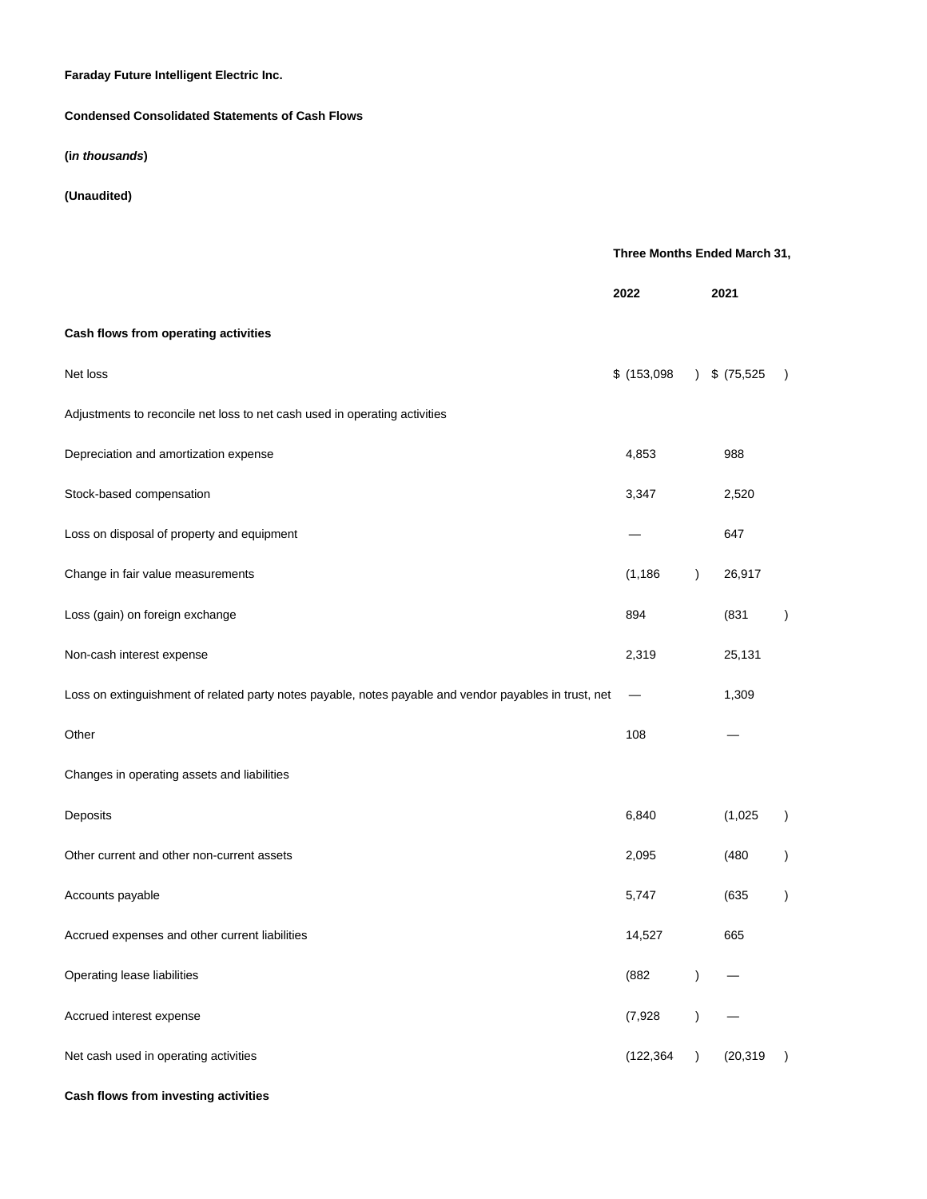**Faraday Future Intelligent Electric Inc.**

**Condensed Consolidated Statements of Cash Flows**

**(*in thousands*)**

**(Unaudited)**

| | Three Months Ended March 31, | |
|---|---|---|
| | **2022** | **2021** |
| **Cash flows from operating activities** | | |
| Net loss | $ (153,098) | $ (75,525) |
| Adjustments to reconcile net loss to net cash used in operating activities | | |
| Depreciation and amortization expense | 4,853 | 988 |
| Stock-based compensation | 3,347 | 2,520 |
| Loss on disposal of property and equipment | — | 647 |
| Change in fair value measurements | (1,186) | 26,917 |
| Loss (gain) on foreign exchange | 894 | (831) |
| Non-cash interest expense | 2,319 | 25,131 |
| Loss on extinguishment of related party notes payable, notes payable and vendor payables in trust, net | — | 1,309 |
| Other | 108 | — |
| Changes in operating assets and liabilities | | |
| Deposits | 6,840 | (1,025) |
| Other current and other non-current assets | 2,095 | (480) |
| Accounts payable | 5,747 | (635) |
| Accrued expenses and other current liabilities | 14,527 | 665 |
| Operating lease liabilities | (882) | — |
| Accrued interest expense | (7,928) | — |
| Net cash used in operating activities | (122,364) | (20,319) |
| **Cash flows from investing activities** | | |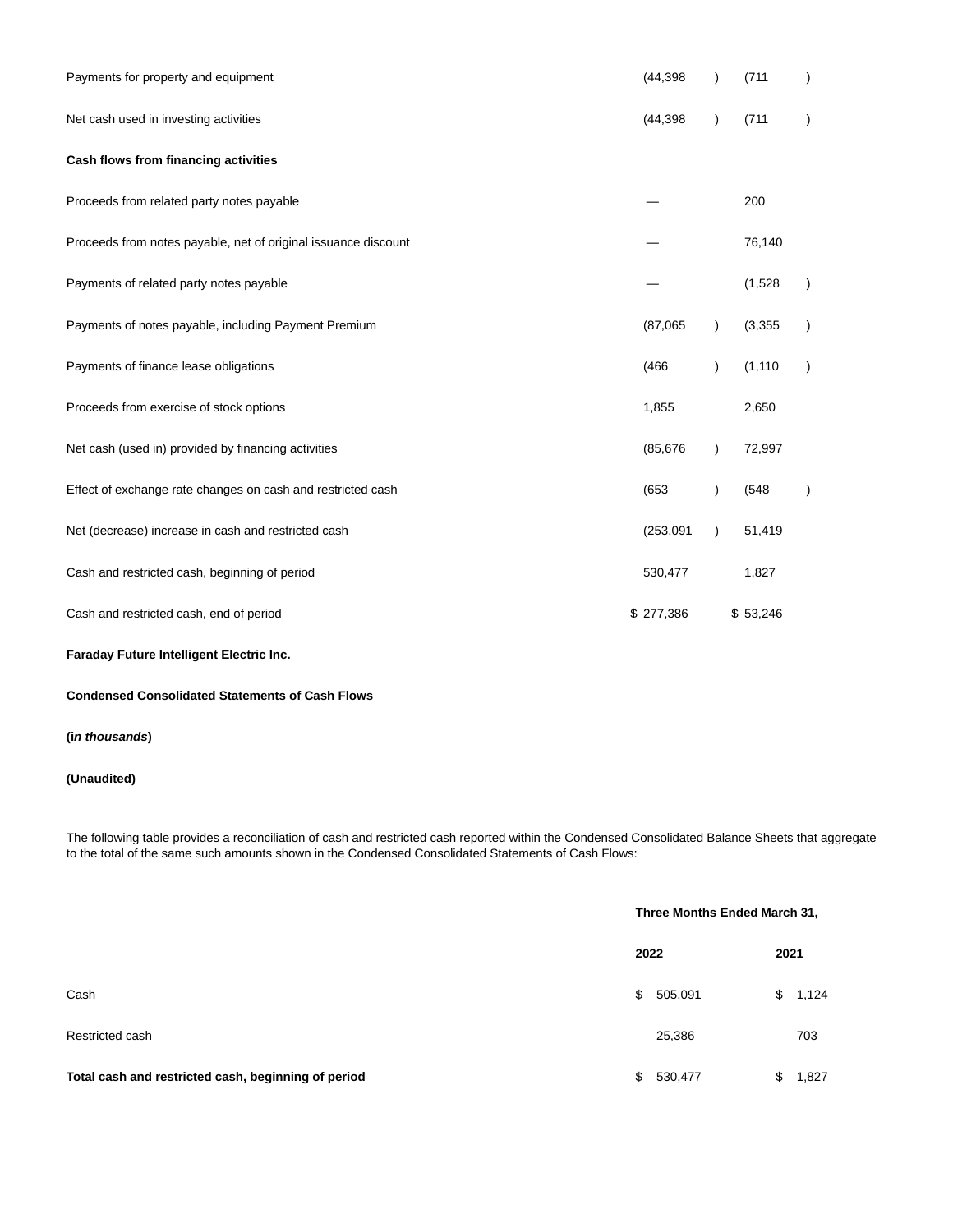| | | |
|---|---|---|
| Payments for property and equipment | (44,398) | (711) |
| Net cash used in investing activities | (44,398) | (711) |
| **Cash flows from financing activities** | | |
| Proceeds from related party notes payable | — | 200 |
| Proceeds from notes payable, net of original issuance discount | — | 76,140 |
| Payments of related party notes payable | — | (1,528) |
| Payments of notes payable, including Payment Premium | (87,065) | (3,355) |
| Payments of finance lease obligations | (466) | (1,110) |
| Proceeds from exercise of stock options | 1,855 | 2,650 |
| Net cash (used in) provided by financing activities | (85,676) | 72,997 |
| Effect of exchange rate changes on cash and restricted cash | (653) | (548) |
| Net (decrease) increase in cash and restricted cash | (253,091) | 51,419 |
| Cash and restricted cash, beginning of period | 530,477 | 1,827 |
| Cash and restricted cash, end of period | $ 277,386 | $ 53,246 |

**Faraday Future Intelligent Electric Inc.**

**Condensed Consolidated Statements of Cash Flows**

**(*in thousands*)**

**(Unaudited)**

The following table provides a reconciliation of cash and restricted cash reported within the Condensed Consolidated Balance Sheets that aggregate to the total of the same such amounts shown in the Condensed Consolidated Statements of Cash Flows:

| | Three Months Ended March 31, | |
|---|---|---|
| | 2022 | 2021 |
| Cash | $ 505,091 | $ 1,124 |
| Restricted cash | 25,386 | 703 |
| **Total cash and restricted cash, beginning of period** | $ 530,477 | $ 1,827 |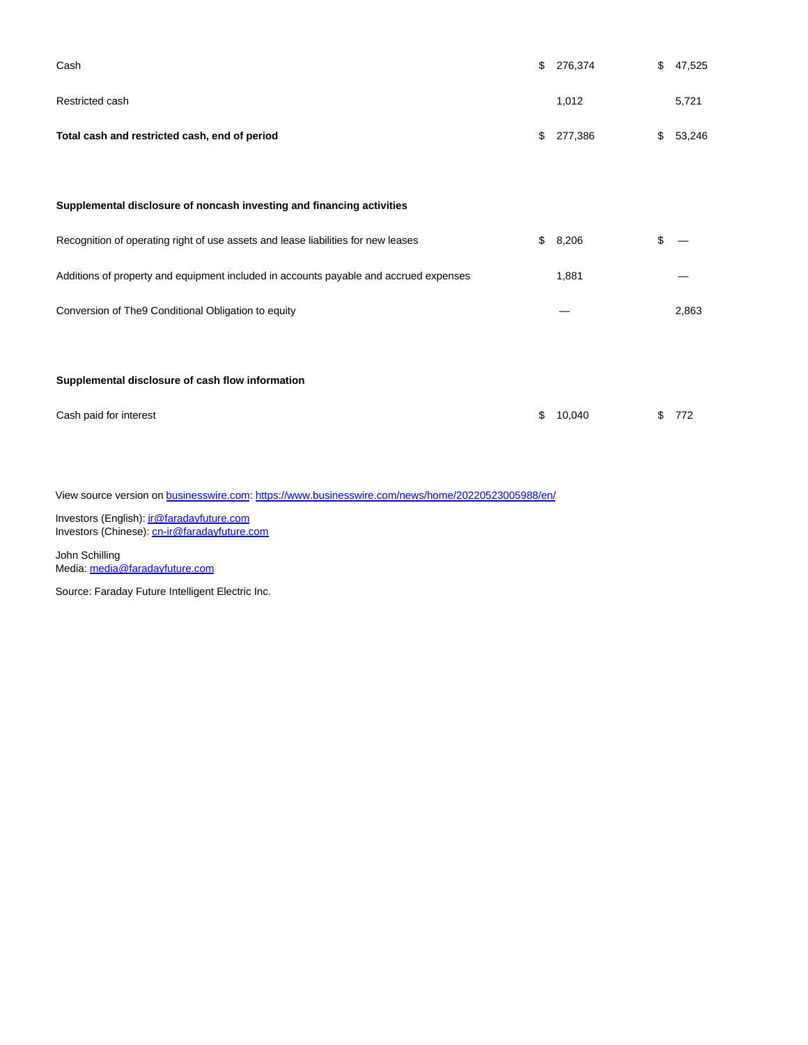| | | |
|---|---|---|
| Cash | $ 276,374 | $ 47,525 |
| Restricted cash | 1,012 | 5,721 |
| **Total cash and restricted cash, end of period** | $ 277,386 | $ 53,246 |
| | | |
| **Supplemental disclosure of noncash investing and financing activities** | | |
| Recognition of operating right of use assets and lease liabilities for new leases | $ 8,206 | $ — |
| Additions of property and equipment included in accounts payable and accrued expenses | 1,881 | — |
| Conversion of The9 Conditional Obligation to equity | — | 2,863 |
| | | |
| **Supplemental disclosure of cash flow information** | | |
| Cash paid for interest | $ 10,040 | $ 772 |

View source version on businesswire.com: https://www.businesswire.com/news/home/20220523005988/en/

Investors (English): ir@faradayfuture.com
Investors (Chinese): cn-ir@faradayfuture.com

John Schilling
Media: media@faradayfuture.com

Source: Faraday Future Intelligent Electric Inc.